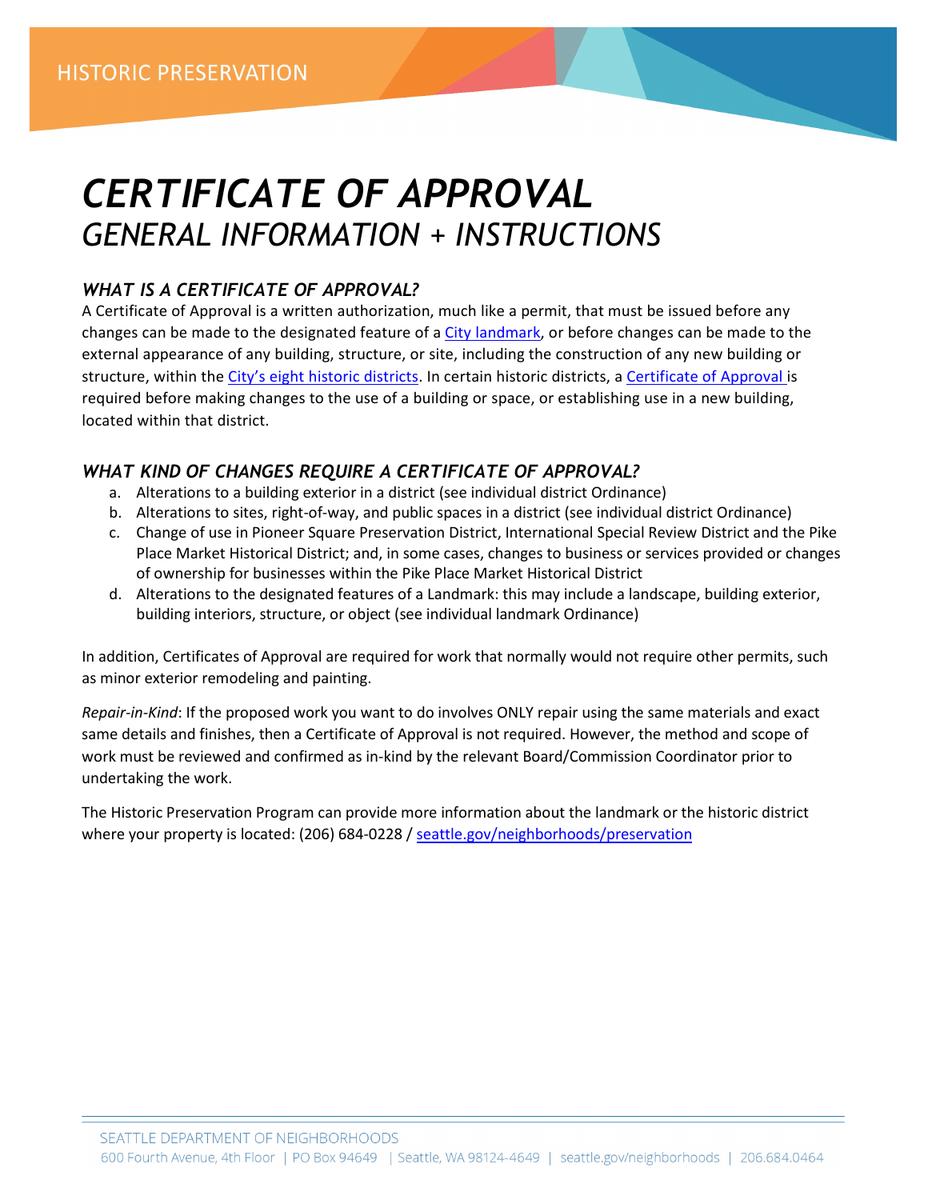HISTORIC PRESERVATION

# *CERTIFICATE OF APPROVAL*
## *GENERAL INFORMATION + INSTRUCTIONS*

### *WHAT IS A CERTIFICATE OF APPROVAL?*

A Certificate of Approval is a written authorization, much like a permit, that must be issued before any changes can be made to the designated feature of a City landmark, or before changes can be made to the external appearance of any building, structure, or site, including the construction of any new building or structure, within the City's eight historic districts. In certain historic districts, a Certificate of Approval is required before making changes to the use of a building or space, or establishing use in a new building, located within that district.

### *WHAT KIND OF CHANGES REQUIRE A CERTIFICATE OF APPROVAL?*

a. Alterations to a building exterior in a district (see individual district Ordinance)
b. Alterations to sites, right-of-way, and public spaces in a district (see individual district Ordinance)
c. Change of use in Pioneer Square Preservation District, International Special Review District and the Pike Place Market Historical District; and, in some cases, changes to business or services provided or changes of ownership for businesses within the Pike Place Market Historical District
d. Alterations to the designated features of a Landmark: this may include a landscape, building exterior, building interiors, structure, or object (see individual landmark Ordinance)

In addition, Certificates of Approval are required for work that normally would not require other permits, such as minor exterior remodeling and painting.

*Repair-in-Kind*: If the proposed work you want to do involves ONLY repair using the same materials and exact same details and finishes, then a Certificate of Approval is not required. However, the method and scope of work must be reviewed and confirmed as in-kind by the relevant Board/Commission Coordinator prior to undertaking the work.

The Historic Preservation Program can provide more information about the landmark or the historic district where your property is located: (206) 684-0228 / seattle.gov/neighborhoods/preservation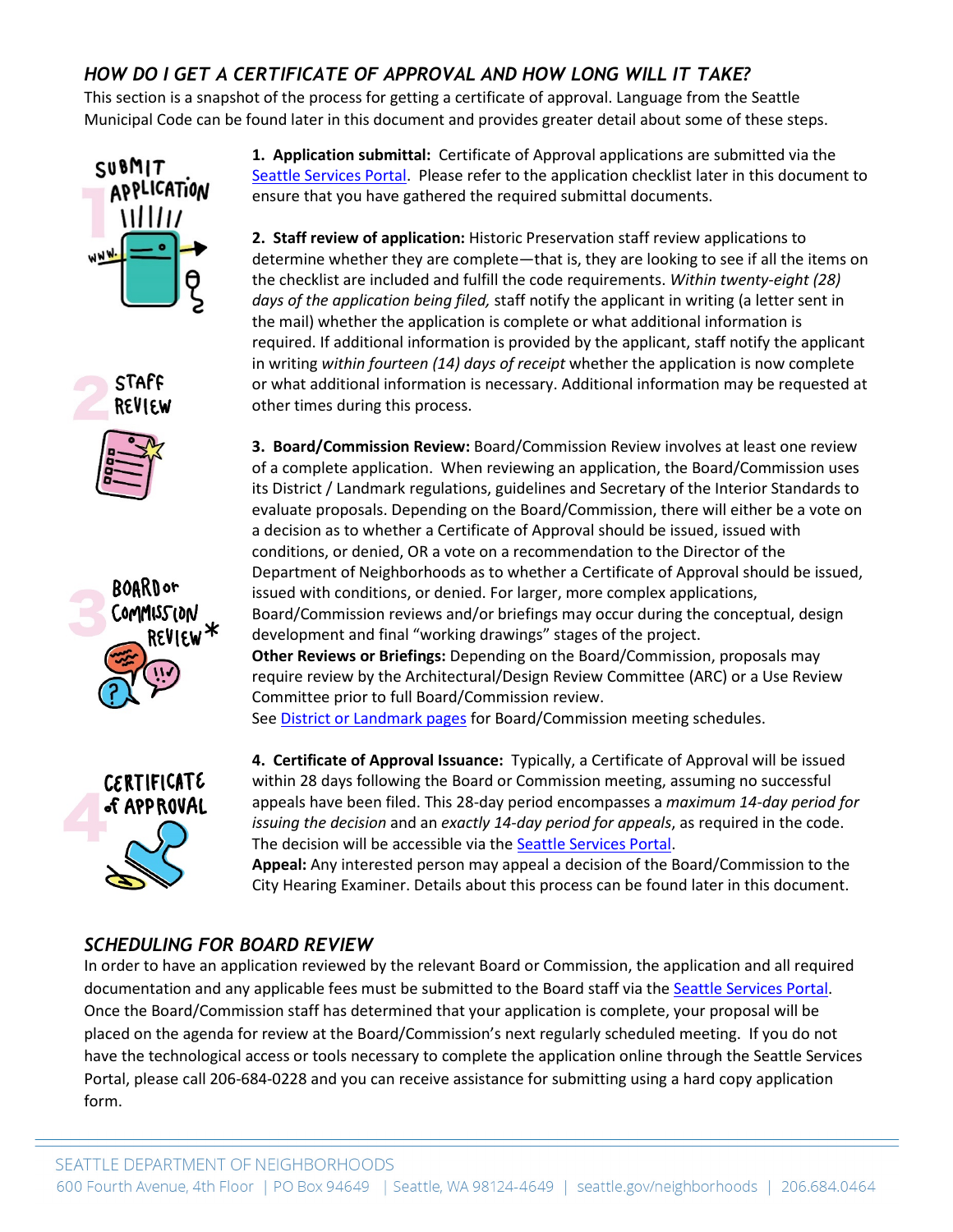## *HOW DO I GET A CERTIFICATE OF APPROVAL AND HOW LONG WILL IT TAKE?*

This section is a snapshot of the process for getting a certificate of approval. Language from the Seattle Municipal Code can be found later in this document and provides greater detail about some of these steps.

**1. Application submittal:** Certificate of Approval applications are submitted via the Seattle Services Portal. Please refer to the application checklist later in this document to ensure that you have gathered the required submittal documents.

**2. Staff review of application:** Historic Preservation staff review applications to determine whether they are complete—that is, they are looking to see if all the items on the checklist are included and fulfill the code requirements. *Within twenty-eight (28) days of the application being filed,* staff notify the applicant in writing (a letter sent in the mail) whether the application is complete or what additional information is required. If additional information is provided by the applicant, staff notify the applicant in writing *within fourteen (14) days of receipt* whether the application is now complete or what additional information is necessary. Additional information may be requested at other times during this process.

**3. Board/Commission Review:** Board/Commission Review involves at least one review of a complete application. When reviewing an application, the Board/Commission uses its District / Landmark regulations, guidelines and Secretary of the Interior Standards to evaluate proposals. Depending on the Board/Commission, there will either be a vote on a decision as to whether a Certificate of Approval should be issued, issued with conditions, or denied, OR a vote on a recommendation to the Director of the Department of Neighborhoods as to whether a Certificate of Approval should be issued, issued with conditions, or denied. For larger, more complex applications, Board/Commission reviews and/or briefings may occur during the conceptual, design development and final "working drawings" stages of the project.

**Other Reviews or Briefings:** Depending on the Board/Commission, proposals may require review by the Architectural/Design Review Committee (ARC) or a Use Review Committee prior to full Board/Commission review.

See District or Landmark pages for Board/Commission meeting schedules.

**4. Certificate of Approval Issuance:** Typically, a Certificate of Approval will be issued within 28 days following the Board or Commission meeting, assuming no successful appeals have been filed. This 28-day period encompasses a *maximum 14-day period for issuing the decision* and an *exactly 14-day period for appeals*, as required in the code. The decision will be accessible via the Seattle Services Portal.

**Appeal:** Any interested person may appeal a decision of the Board/Commission to the City Hearing Examiner. Details about this process can be found later in this document.

## *SCHEDULING FOR BOARD REVIEW*

In order to have an application reviewed by the relevant Board or Commission, the application and all required documentation and any applicable fees must be submitted to the Board staff via the Seattle Services Portal. Once the Board/Commission staff has determined that your application is complete, your proposal will be placed on the agenda for review at the Board/Commission's next regularly scheduled meeting. If you do not have the technological access or tools necessary to complete the application online through the Seattle Services Portal, please call 206-684-0228 and you can receive assistance for submitting using a hard copy application form.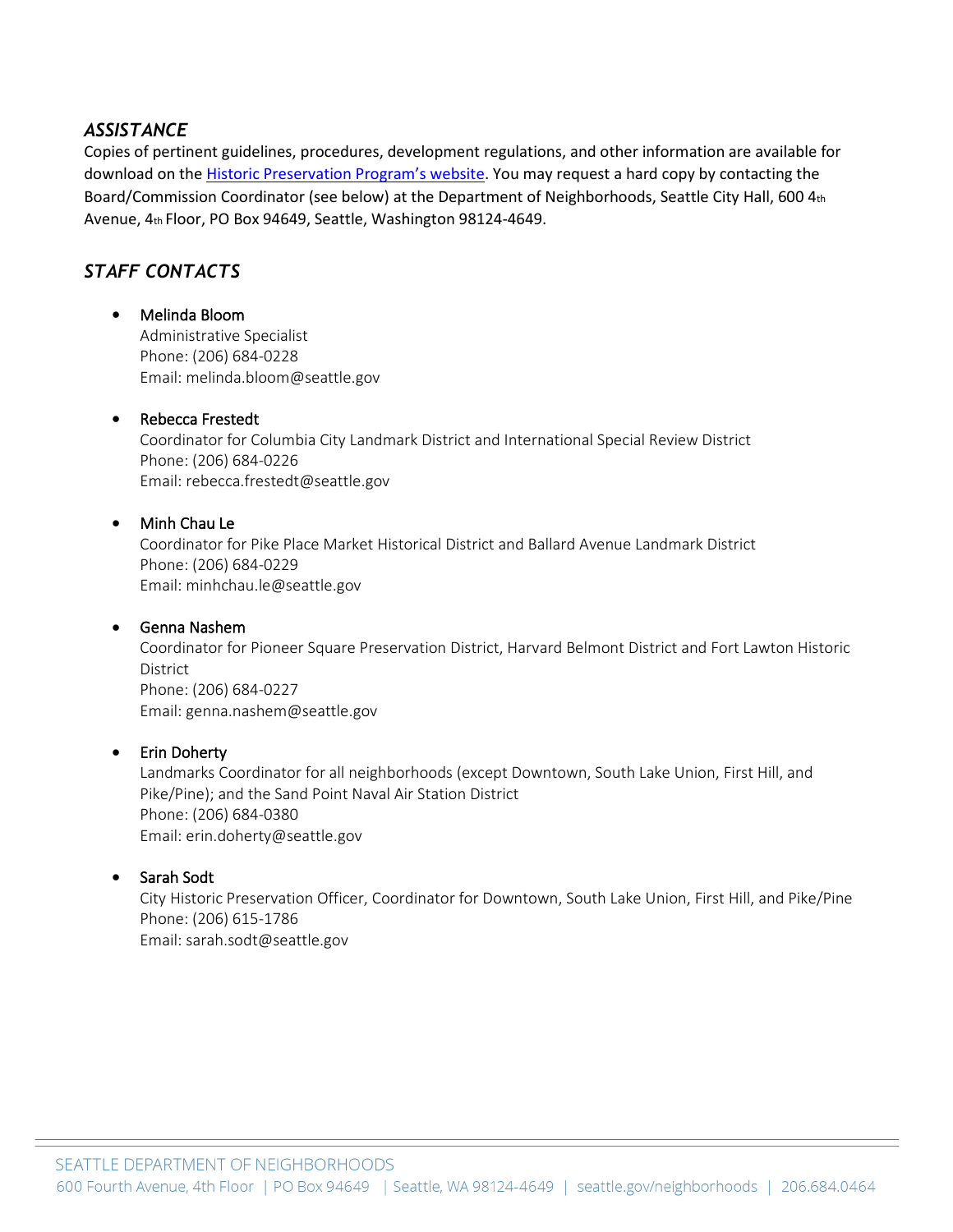## *ASSISTANCE*

Copies of pertinent guidelines, procedures, development regulations, and other information are available for download on the [Historic Preservation Program's website](). You may request a hard copy by contacting the Board/Commission Coordinator (see below) at the Department of Neighborhoods, Seattle City Hall, 600 4th Avenue, 4th Floor, PO Box 94649, Seattle, Washington 98124-4649.

## *STAFF CONTACTS*

- Melinda Bloom
  Administrative Specialist
  Phone: (206) 684-0228
  Email: melinda.bloom@seattle.gov

- Rebecca Frestedt
  Coordinator for Columbia City Landmark District and International Special Review District
  Phone: (206) 684-0226
  Email: rebecca.frestedt@seattle.gov

- Minh Chau Le
  Coordinator for Pike Place Market Historical District and Ballard Avenue Landmark District
  Phone: (206) 684-0229
  Email: minhchau.le@seattle.gov

- Genna Nashem
  Coordinator for Pioneer Square Preservation District, Harvard Belmont District and Fort Lawton Historic District
  Phone: (206) 684-0227
  Email: genna.nashem@seattle.gov

- Erin Doherty
  Landmarks Coordinator for all neighborhoods (except Downtown, South Lake Union, First Hill, and Pike/Pine); and the Sand Point Naval Air Station District
  Phone: (206) 684-0380
  Email: erin.doherty@seattle.gov

- Sarah Sodt
  City Historic Preservation Officer, Coordinator for Downtown, South Lake Union, First Hill, and Pike/Pine
  Phone: (206) 615-1786
  Email: sarah.sodt@seattle.gov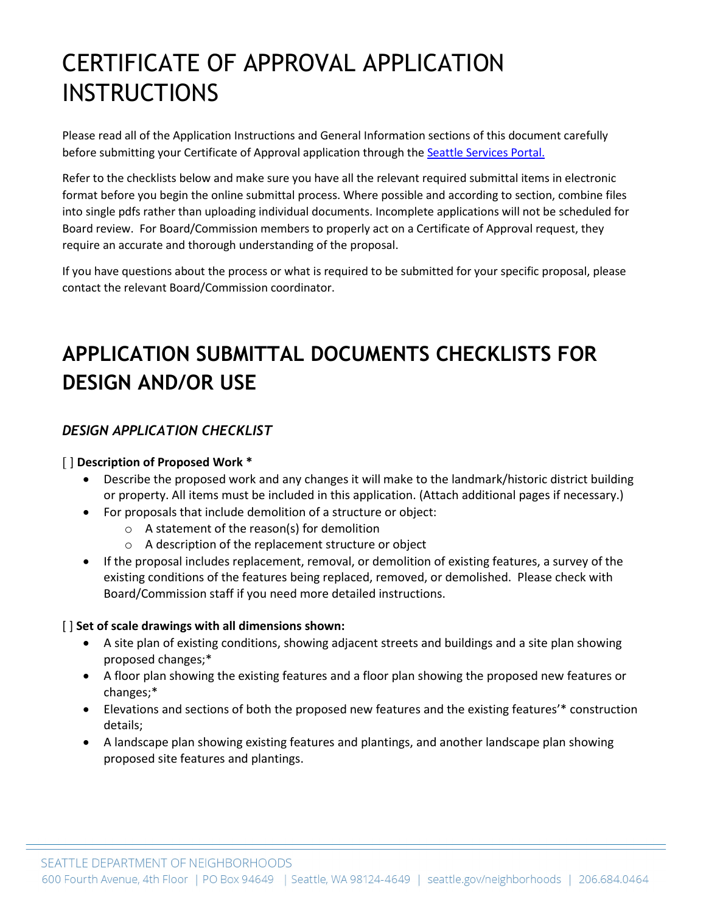# CERTIFICATE OF APPROVAL APPLICATION INSTRUCTIONS

Please read all of the Application Instructions and General Information sections of this document carefully before submitting your Certificate of Approval application through the Seattle Services Portal.

Refer to the checklists below and make sure you have all the relevant required submittal items in electronic format before you begin the online submittal process. Where possible and according to section, combine files into single pdfs rather than uploading individual documents. Incomplete applications will not be scheduled for Board review. For Board/Commission members to properly act on a Certificate of Approval request, they require an accurate and thorough understanding of the proposal.

If you have questions about the process or what is required to be submitted for your specific proposal, please contact the relevant Board/Commission coordinator.

## APPLICATION SUBMITTAL DOCUMENTS CHECKLISTS FOR DESIGN AND/OR USE

### *DESIGN APPLICATION CHECKLIST*

[ ] **Description of Proposed Work ***

- Describe the proposed work and any changes it will make to the landmark/historic district building or property. All items must be included in this application. (Attach additional pages if necessary.)
- For proposals that include demolition of a structure or object:
  - A statement of the reason(s) for demolition
  - A description of the replacement structure or object
- If the proposal includes replacement, removal, or demolition of existing features, a survey of the existing conditions of the features being replaced, removed, or demolished. Please check with Board/Commission staff if you need more detailed instructions.

[ ] **Set of scale drawings with all dimensions shown:**

- A site plan of existing conditions, showing adjacent streets and buildings and a site plan showing proposed changes;*
- A floor plan showing the existing features and a floor plan showing the proposed new features or changes;*
- Elevations and sections of both the proposed new features and the existing features'* construction details;
- A landscape plan showing existing features and plantings, and another landscape plan showing proposed site features and plantings.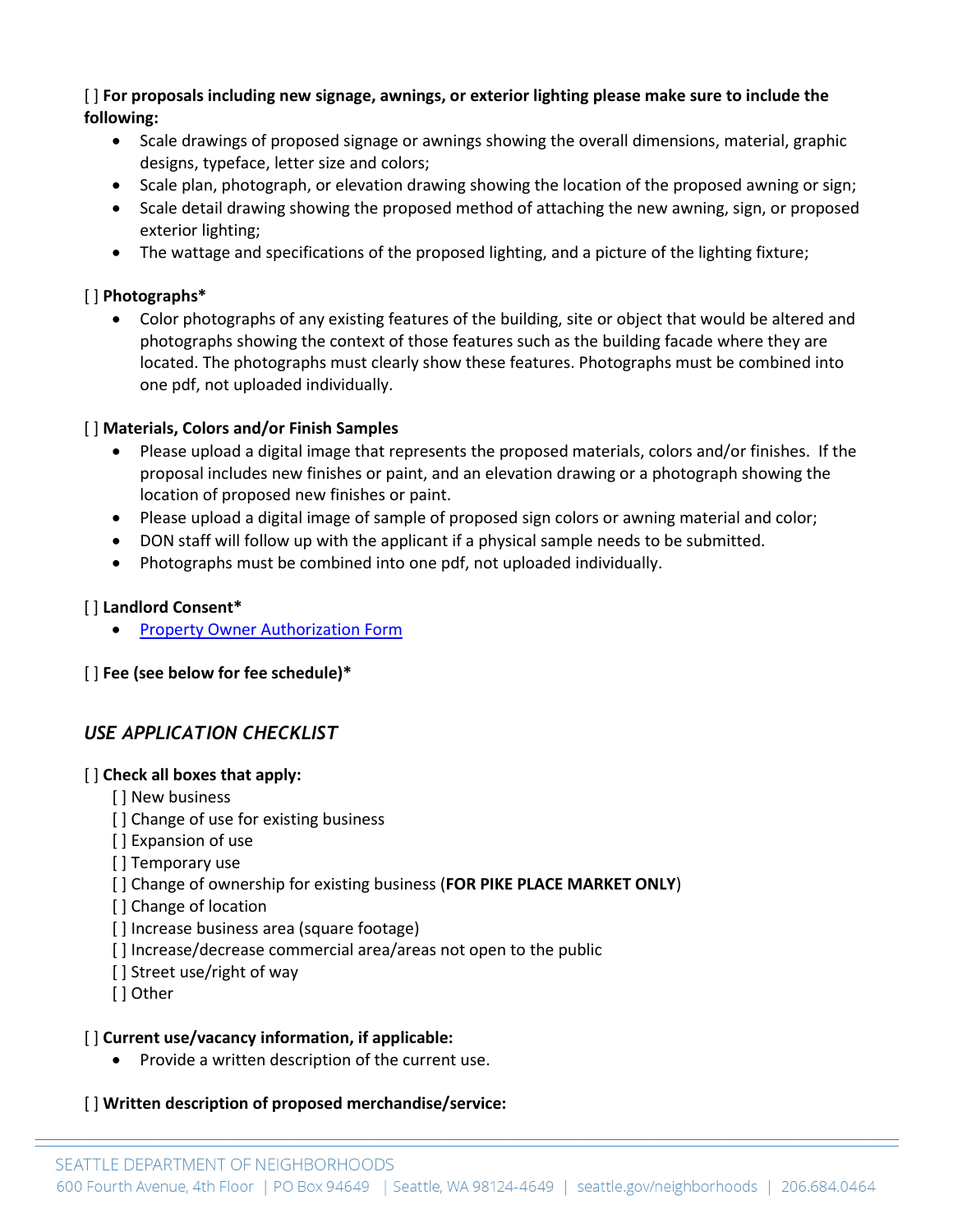[ ] **For proposals including new signage, awnings, or exterior lighting please make sure to include the following:**

- Scale drawings of proposed signage or awnings showing the overall dimensions, material, graphic designs, typeface, letter size and colors;
- Scale plan, photograph, or elevation drawing showing the location of the proposed awning or sign;
- Scale detail drawing showing the proposed method of attaching the new awning, sign, or proposed exterior lighting;
- The wattage and specifications of the proposed lighting, and a picture of the lighting fixture;

[ ] **Photographs***

- Color photographs of any existing features of the building, site or object that would be altered and photographs showing the context of those features such as the building facade where they are located. The photographs must clearly show these features. Photographs must be combined into one pdf, not uploaded individually.

[ ] **Materials, Colors and/or Finish Samples**

- Please upload a digital image that represents the proposed materials, colors and/or finishes. If the proposal includes new finishes or paint, and an elevation drawing or a photograph showing the location of proposed new finishes or paint.
- Please upload a digital image of sample of proposed sign colors or awning material and color;
- DON staff will follow up with the applicant if a physical sample needs to be submitted.
- Photographs must be combined into one pdf, not uploaded individually.

[ ] **Landlord Consent***

- Property Owner Authorization Form

[ ] **Fee (see below for fee schedule)***

## *USE APPLICATION CHECKLIST*

[ ] **Check all boxes that apply:**

[ ] New business
[ ] Change of use for existing business
[ ] Expansion of use
[ ] Temporary use
[ ] Change of ownership for existing business (**FOR PIKE PLACE MARKET ONLY**)
[ ] Change of location
[ ] Increase business area (square footage)
[ ] Increase/decrease commercial area/areas not open to the public
[ ] Street use/right of way
[ ] Other

[ ] **Current use/vacancy information, if applicable:**

- Provide a written description of the current use.

[ ] **Written description of proposed merchandise/service:**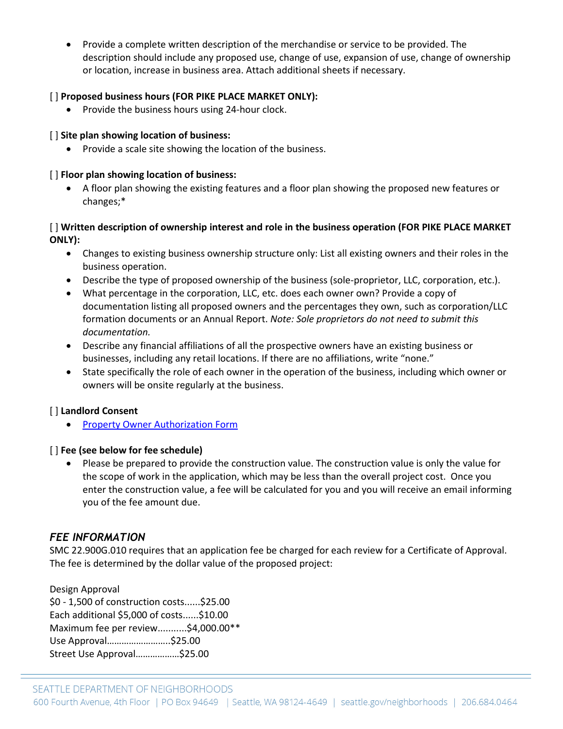- Provide a complete written description of the merchandise or service to be provided. The description should include any proposed use, change of use, expansion of use, change of ownership or location, increase in business area. Attach additional sheets if necessary.

[ ] **Proposed business hours (FOR PIKE PLACE MARKET ONLY):**

- Provide the business hours using 24-hour clock.

[ ] **Site plan showing location of business:**

- Provide a scale site showing the location of the business.

[ ] **Floor plan showing location of business:**

- A floor plan showing the existing features and a floor plan showing the proposed new features or changes;*

[ ] **Written description of ownership interest and role in the business operation (FOR PIKE PLACE MARKET ONLY):**

- Changes to existing business ownership structure only: List all existing owners and their roles in the business operation.
- Describe the type of proposed ownership of the business (sole-proprietor, LLC, corporation, etc.).
- What percentage in the corporation, LLC, etc. does each owner own? Provide a copy of documentation listing all proposed owners and the percentages they own, such as corporation/LLC formation documents or an Annual Report. *Note: Sole proprietors do not need to submit this documentation.*
- Describe any financial affiliations of all the prospective owners have an existing business or businesses, including any retail locations. If there are no affiliations, write "none."
- State specifically the role of each owner in the operation of the business, including which owner or owners will be onsite regularly at the business.

[ ] **Landlord Consent**

- Property Owner Authorization Form

[ ] **Fee (see below for fee schedule)**

- Please be prepared to provide the construction value. The construction value is only the value for the scope of work in the application, which may be less than the overall project cost. Once you enter the construction value, a fee will be calculated for you and you will receive an email informing you of the fee amount due.

## *FEE INFORMATION*

SMC 22.900G.010 requires that an application fee be charged for each review for a Certificate of Approval. The fee is determined by the dollar value of the proposed project:

Design Approval
$0 - 1,500 of construction costs......$25.00
Each additional $5,000 of costs......$10.00
Maximum fee per review...........$4,000.00**
Use Approval……………………..$25.00
Street Use Approval………………$25.00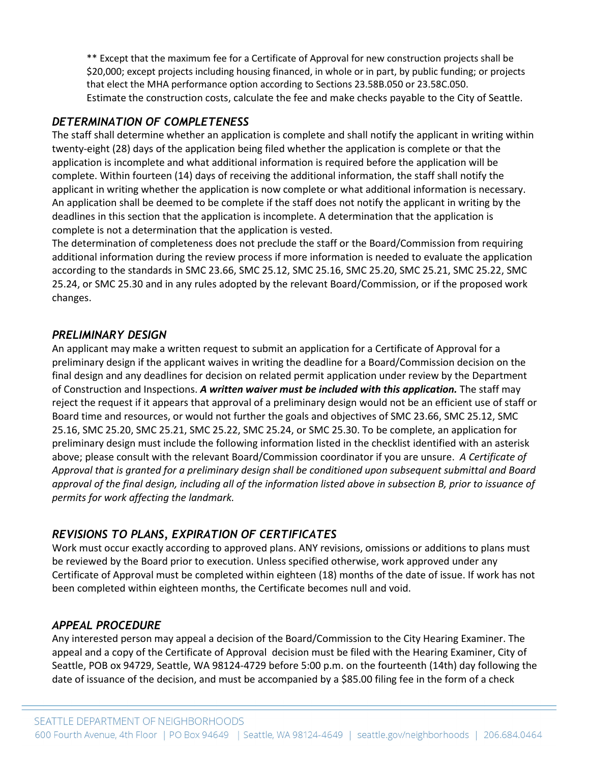** Except that the maximum fee for a Certificate of Approval for new construction projects shall be $20,000; except projects including housing financed, in whole or in part, by public funding; or projects that elect the MHA performance option according to Sections 23.58B.050 or 23.58C.050.
Estimate the construction costs, calculate the fee and make checks payable to the City of Seattle.

### *DETERMINATION OF COMPLETENESS*

The staff shall determine whether an application is complete and shall notify the applicant in writing within twenty-eight (28) days of the application being filed whether the application is complete or that the application is incomplete and what additional information is required before the application will be complete. Within fourteen (14) days of receiving the additional information, the staff shall notify the applicant in writing whether the application is now complete or what additional information is necessary. An application shall be deemed to be complete if the staff does not notify the applicant in writing by the deadlines in this section that the application is incomplete. A determination that the application is complete is not a determination that the application is vested.

The determination of completeness does not preclude the staff or the Board/Commission from requiring additional information during the review process if more information is needed to evaluate the application according to the standards in SMC 23.66, SMC 25.12, SMC 25.16, SMC 25.20, SMC 25.21, SMC 25.22, SMC 25.24, or SMC 25.30 and in any rules adopted by the relevant Board/Commission, or if the proposed work changes.

### *PRELIMINARY DESIGN*

An applicant may make a written request to submit an application for a Certificate of Approval for a preliminary design if the applicant waives in writing the deadline for a Board/Commission decision on the final design and any deadlines for decision on related permit application under review by the Department of Construction and Inspections. ***A written waiver must be included with this application.*** The staff may reject the request if it appears that approval of a preliminary design would not be an efficient use of staff or Board time and resources, or would not further the goals and objectives of SMC 23.66, SMC 25.12, SMC 25.16, SMC 25.20, SMC 25.21, SMC 25.22, SMC 25.24, or SMC 25.30. To be complete, an application for preliminary design must include the following information listed in the checklist identified with an asterisk above; please consult with the relevant Board/Commission coordinator if you are unsure. *A Certificate of Approval that is granted for a preliminary design shall be conditioned upon subsequent submittal and Board approval of the final design, including all of the information listed above in subsection B, prior to issuance of permits for work affecting the landmark.*

### *REVISIONS TO PLANS, EXPIRATION OF CERTIFICATES*

Work must occur exactly according to approved plans. ANY revisions, omissions or additions to plans must be reviewed by the Board prior to execution. Unless specified otherwise, work approved under any Certificate of Approval must be completed within eighteen (18) months of the date of issue. If work has not been completed within eighteen months, the Certificate becomes null and void.

### *APPEAL PROCEDURE*

Any interested person may appeal a decision of the Board/Commission to the City Hearing Examiner. The appeal and a copy of the Certificate of Approval decision must be filed with the Hearing Examiner, City of Seattle, POB ox 94729, Seattle, WA 98124-4729 before 5:00 p.m. on the fourteenth (14th) day following the date of issuance of the decision, and must be accompanied by a $85.00 filing fee in the form of a check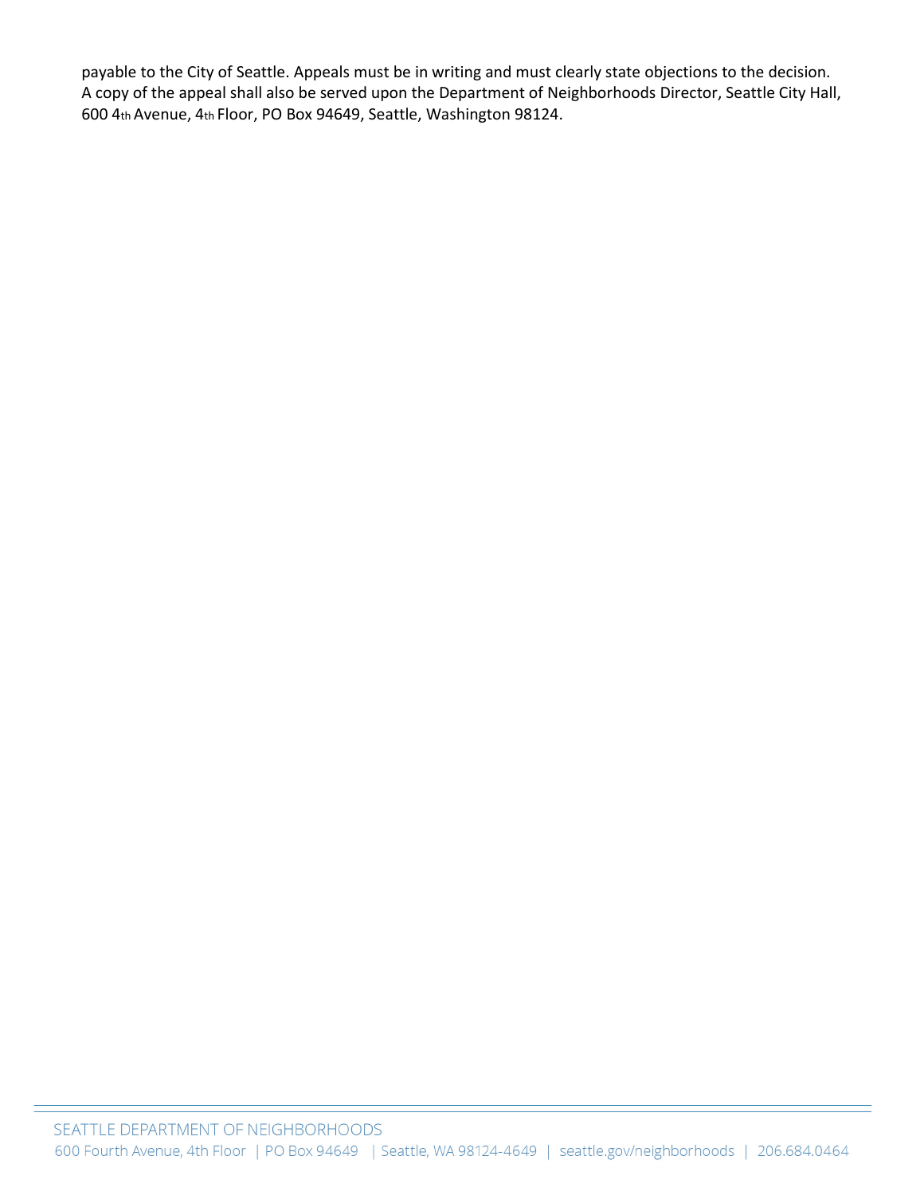payable to the City of Seattle. Appeals must be in writing and must clearly state objections to the decision. A copy of the appeal shall also be served upon the Department of Neighborhoods Director, Seattle City Hall, 600 4th Avenue, 4th Floor, PO Box 94649, Seattle, Washington 98124.